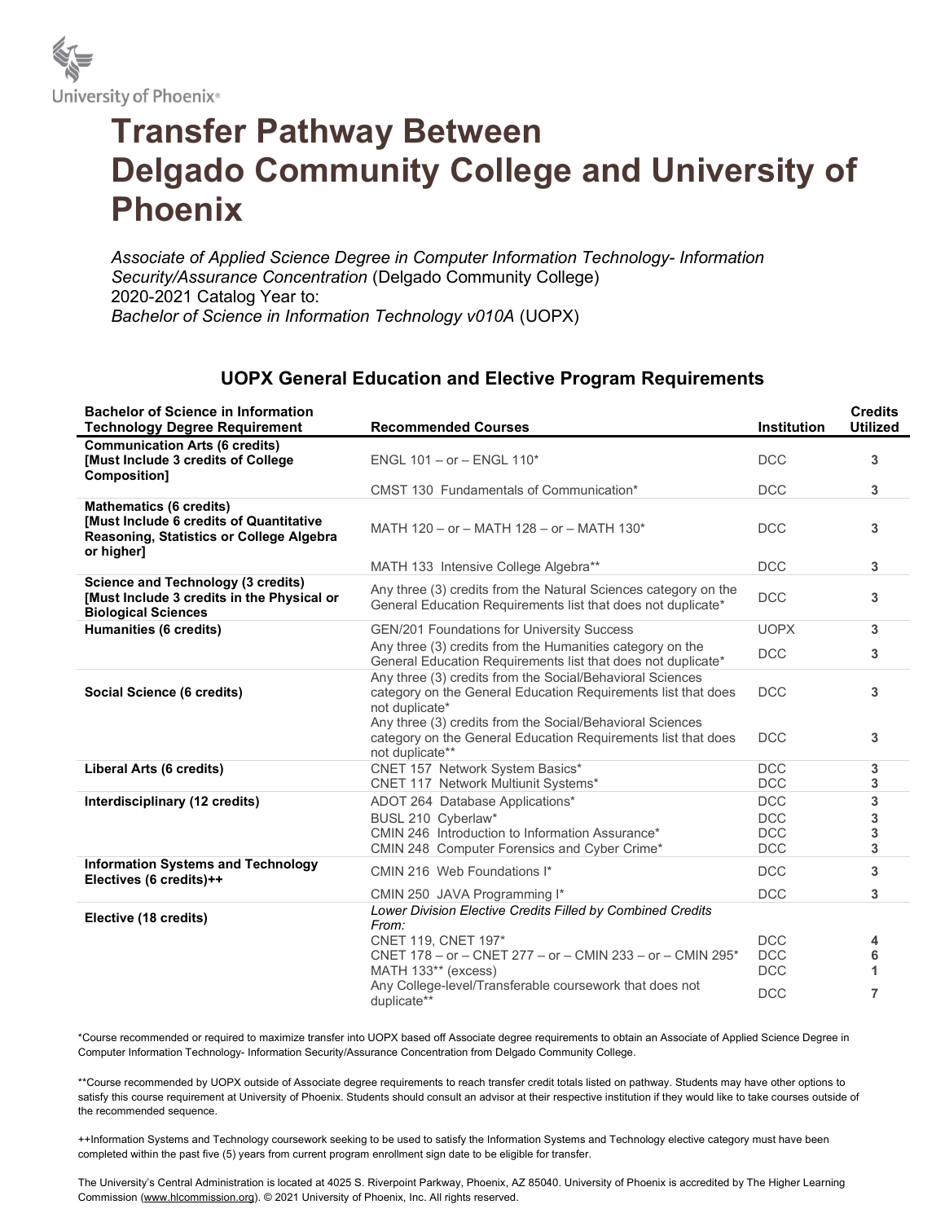University of Phoenix®

# Transfer Pathway Between Delgado Community College and University of Phoenix

*Associate of Applied Science Degree in Computer Information Technology- Information Security/Assurance Concentration* (Delgado Community College)
2020-2021 Catalog Year to:
*Bachelor of Science in Information Technology v010A* (UOPX)

## UOPX General Education and Elective Program Requirements

| Bachelor of Science in Information Technology Degree Requirement | Recommended Courses | Institution | Credits Utilized |
|---|---|---|---|
| **Communication Arts (6 credits) [Must Include 3 credits of College Composition]** | ENGL 101 – or – ENGL 110* | DCC | 3 |
| | CMST 130 Fundamentals of Communication* | DCC | 3 |
| **Mathematics (6 credits) [Must Include 6 credits of Quantitative Reasoning, Statistics or College Algebra or higher]** | MATH 120 – or – MATH 128 – or – MATH 130* | DCC | 3 |
| | MATH 133 Intensive College Algebra** | DCC | 3 |
| **Science and Technology (3 credits) [Must Include 3 credits in the Physical or Biological Sciences** | Any three (3) credits from the Natural Sciences category on the General Education Requirements list that does not duplicate* | DCC | 3 |
| **Humanities (6 credits)** | GEN/201 Foundations for University Success | UOPX | 3 |
| | Any three (3) credits from the Humanities category on the General Education Requirements list that does not duplicate* | DCC | 3 |
| **Social Science (6 credits)** | Any three (3) credits from the Social/Behavioral Sciences category on the General Education Requirements list that does not duplicate* | DCC | 3 |
| | Any three (3) credits from the Social/Behavioral Sciences category on the General Education Requirements list that does not duplicate** | DCC | 3 |
| **Liberal Arts (6 credits)** | CNET 157 Network System Basics* | DCC | 3 |
| | CNET 117 Network Multiunit Systems* | DCC | 3 |
| **Interdisciplinary (12 credits)** | ADOT 264 Database Applications* | DCC | 3 |
| | BUSL 210 Cyberlaw* | DCC | 3 |
| | CMIN 246 Introduction to Information Assurance* | DCC | 3 |
| | CMIN 248 Computer Forensics and Cyber Crime* | DCC | 3 |
| **Information Systems and Technology Electives (6 credits)++** | CMIN 216 Web Foundations I* | DCC | 3 |
| | CMIN 250 JAVA Programming I* | DCC | 3 |
| **Elective (18 credits)** | *Lower Division Elective Credits Filled by Combined Credits From:* | | |
| | CNET 119, CNET 197* | DCC | 4 |
| | CNET 178 – or – CNET 277 – or – CMIN 233 – or – CMIN 295* | DCC | 6 |
| | MATH 133** (excess) | DCC | 1 |
| | Any College-level/Transferable coursework that does not duplicate** | DCC | 7 |

*Course recommended or required to maximize transfer into UOPX based off Associate degree requirements to obtain an Associate of Applied Science Degree in Computer Information Technology- Information Security/Assurance Concentration from Delgado Community College.

**Course recommended by UOPX outside of Associate degree requirements to reach transfer credit totals listed on pathway. Students may have other options to satisfy this course requirement at University of Phoenix. Students should consult an advisor at their respective institution if they would like to take courses outside of the recommended sequence.

++Information Systems and Technology coursework seeking to be used to satisfy the Information Systems and Technology elective category must have been completed within the past five (5) years from current program enrollment sign date to be eligible for transfer.

The University's Central Administration is located at 4025 S. Riverpoint Parkway, Phoenix, AZ 85040. University of Phoenix is accredited by The Higher Learning Commission (www.hlcommission.org). © 2021 University of Phoenix, Inc. All rights reserved.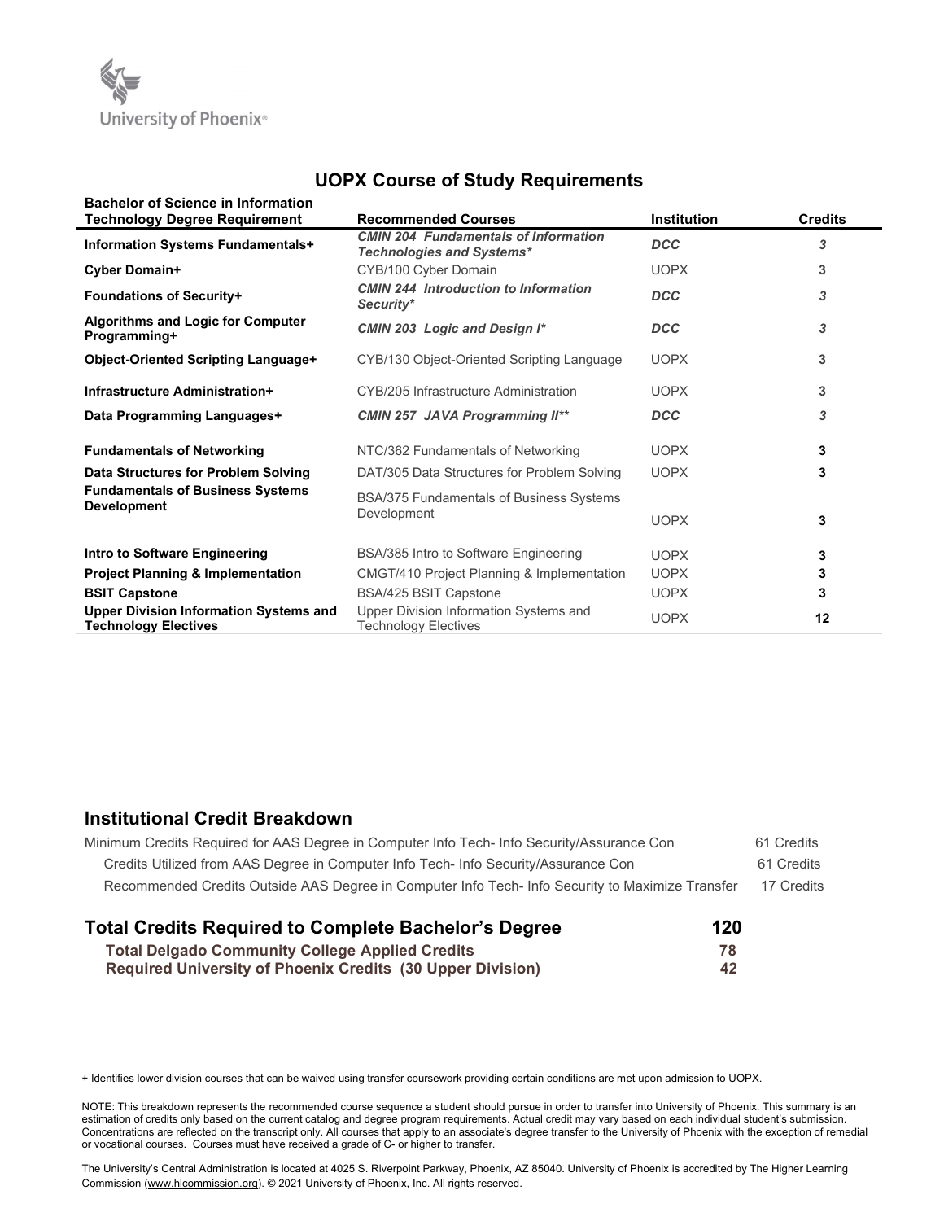University of Phoenix®

## UOPX Course of Study Requirements

| Bachelor of Science in Information Technology Degree Requirement | Recommended Courses | Institution | Credits |
|---|---|---|---|
| **Information Systems Fundamentals+** | ***CMIN 204 Fundamentals of Information Technologies and Systems**** | ***DCC*** | ***3*** |
| **Cyber Domain+** | CYB/100 Cyber Domain | UOPX | 3 |
| **Foundations of Security+** | ***CMIN 244 Introduction to Information Security**** | ***DCC*** | ***3*** |
| **Algorithms and Logic for Computer Programming+** | ***CMIN 203 Logic and Design I**** | ***DCC*** | ***3*** |
| **Object-Oriented Scripting Language+** | CYB/130 Object-Oriented Scripting Language | UOPX | 3 |
| **Infrastructure Administration+** | CYB/205 Infrastructure Administration | UOPX | 3 |
| **Data Programming Languages+** | ***CMIN 257 JAVA Programming II***** | ***DCC*** | ***3*** |
| **Fundamentals of Networking** | NTC/362 Fundamentals of Networking | UOPX | **3** |
| **Data Structures for Problem Solving** | DAT/305 Data Structures for Problem Solving | UOPX | **3** |
| **Fundamentals of Business Systems Development** | BSA/375 Fundamentals of Business Systems Development | UOPX | **3** |
| **Intro to Software Engineering** | BSA/385 Intro to Software Engineering | UOPX | **3** |
| **Project Planning & Implementation** | CMGT/410 Project Planning & Implementation | UOPX | **3** |
| **BSIT Capstone** | BSA/425 BSIT Capstone | UOPX | **3** |
| **Upper Division Information Systems and Technology Electives** | Upper Division Information Systems and Technology Electives | UOPX | **12** |

## Institutional Credit Breakdown

| | |
|---|---|
| Minimum Credits Required for AAS Degree in Computer Info Tech- Info Security/Assurance Con | 61 Credits |
| Credits Utilized from AAS Degree in Computer Info Tech- Info Security/Assurance Con | 61 Credits |
| Recommended Credits Outside AAS Degree in Computer Info Tech- Info Security to Maximize Transfer | 17 Credits |

| | |
|---|---|
| **Total Credits Required to Complete Bachelor's Degree** | **120** |
| **Total Delgado Community College Applied Credits** | **78** |
| **Required University of Phoenix Credits (30 Upper Division)** | **42** |

+ Identifies lower division courses that can be waived using transfer coursework providing certain conditions are met upon admission to UOPX.

NOTE: This breakdown represents the recommended course sequence a student should pursue in order to transfer into University of Phoenix. This summary is an estimation of credits only based on the current catalog and degree program requirements. Actual credit may vary based on each individual student's submission. Concentrations are reflected on the transcript only. All courses that apply to an associate's degree transfer to the University of Phoenix with the exception of remedial or vocational courses. Courses must have received a grade of C- or higher to transfer.

The University's Central Administration is located at 4025 S. Riverpoint Parkway, Phoenix, AZ 85040. University of Phoenix is accredited by The Higher Learning Commission (www.hlcommission.org). © 2021 University of Phoenix, Inc. All rights reserved.